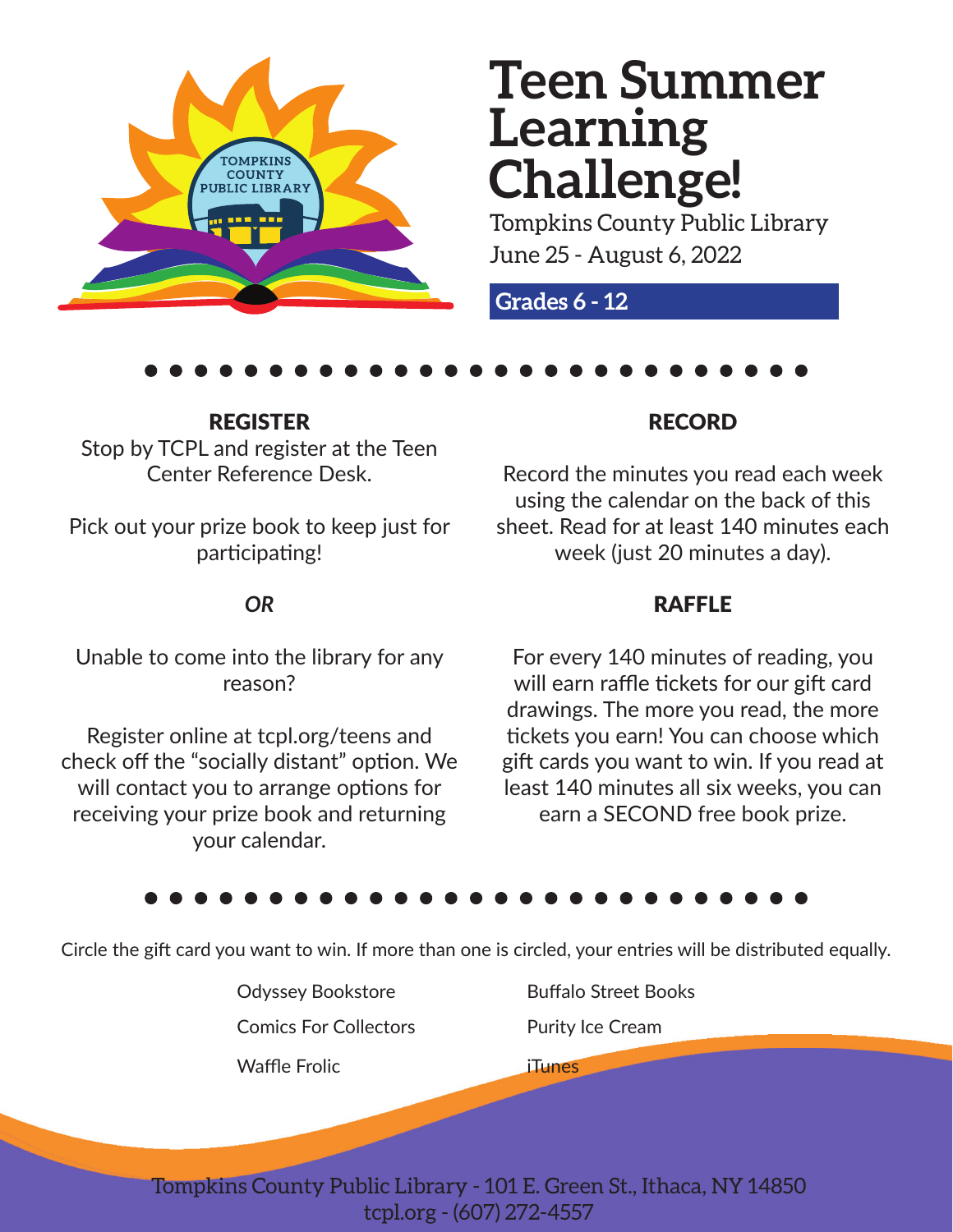# Teen Summer Learning Challenge!

Tompkins County Public Library

June 25 - August 6, 2022

**Grades 6 - 12**

## REGISTER

Stop by TCPL and register at the Teen Center Reference Desk.

Pick out your prize book to keep just for participating!

*OR*

Unable to come into the library for any reason?

Register online at tcpl.org/teens and check off the "socially distant" option. We will contact you to arrange options for receiving your prize book and returning your calendar.

## RECORD

Record the minutes you read each week using the calendar on the back of this sheet. Read for at least 140 minutes each week (just 20 minutes a day).

## RAFFLE

For every 140 minutes of reading, you will earn raffle tickets for our gift card drawings. The more you read, the more tickets you earn! You can choose which gift cards you want to win. If you read at least 140 minutes all six weeks, you can earn a SECOND free book prize.

Circle the gift card you want to win. If more than one is circled, your entries will be distributed equally.

- Odyssey Bookstore
- Comics For Collectors
- Waffle Frolic
- Buffalo Street Books
- Purity Ice Cream
- iTunes

Tompkins County Public Library - 101 E. Green St., Ithaca, NY 14850
tcpl.org - (607) 272-4557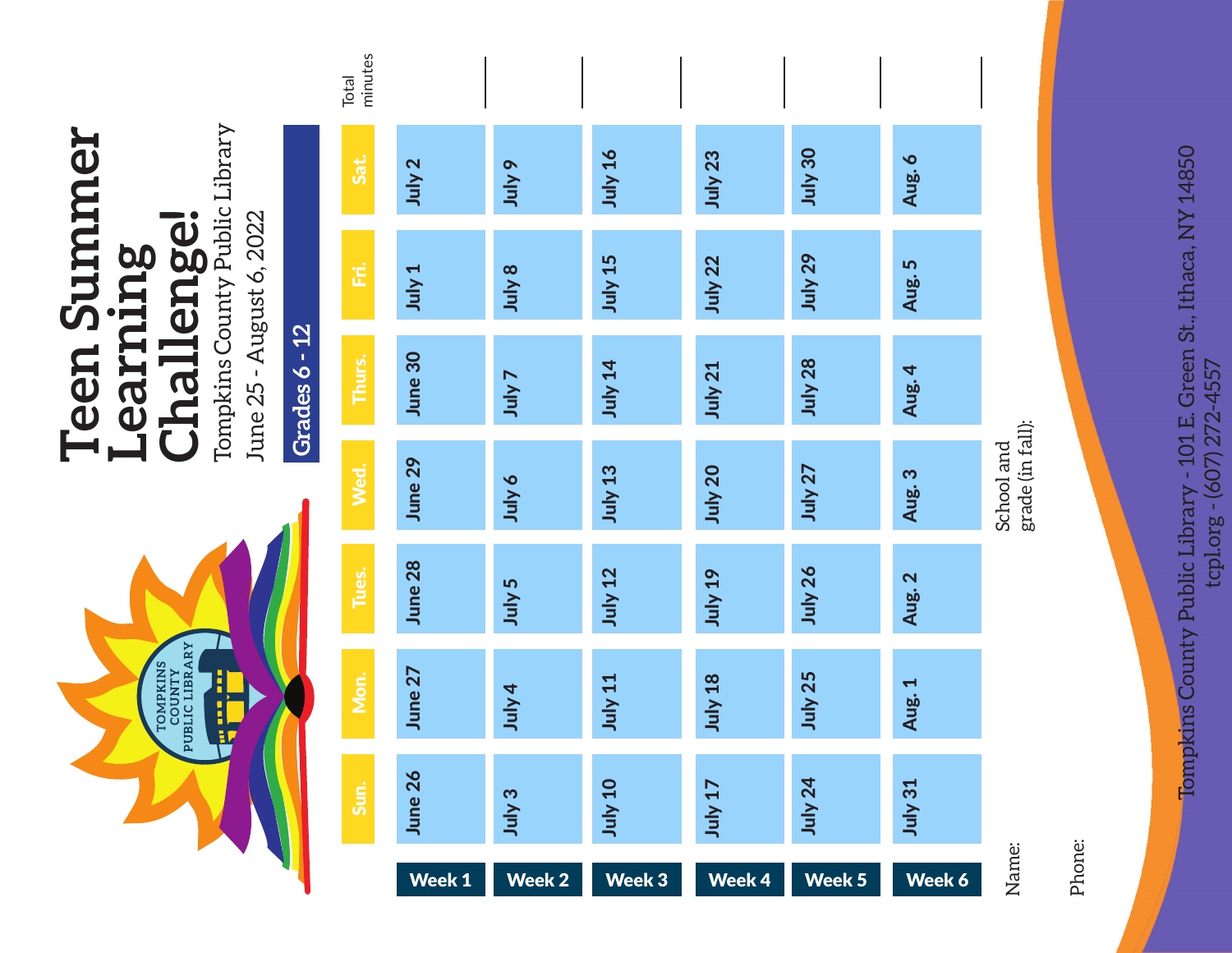# Teen Summer Learning Challenge!

Tompkins County Public Library

June 25 - August 6, 2022

**Grades 6 - 12**

| | Sun. | Mon. | Tues. | Wed. | Thurs. | Fri. | Sat. | Total minutes |
|---|---|---|---|---|---|---|---|---|
| Week 1 | June 26 | June 27 | June 28 | June 29 | June 30 | July 1 | July 2 | |
| Week 2 | July 3 | July 4 | July 5 | July 6 | July 7 | July 8 | July 9 | |
| Week 3 | July 10 | July 11 | July 12 | July 13 | July 14 | July 15 | July 16 | |
| Week 4 | July 17 | July 18 | July 19 | July 20 | July 21 | July 22 | July 23 | |
| Week 5 | July 24 | July 25 | July 26 | July 27 | July 28 | July 29 | July 30 | |
| Week 6 | July 31 | Aug. 1 | Aug. 2 | Aug. 3 | Aug. 4 | Aug. 5 | Aug. 6 | |

Name:

School and grade (in fall):

Phone:

Tompkins County Public Library - 101 E. Green St., Ithaca, NY 14850

tcpl.org - (607) 272-4557